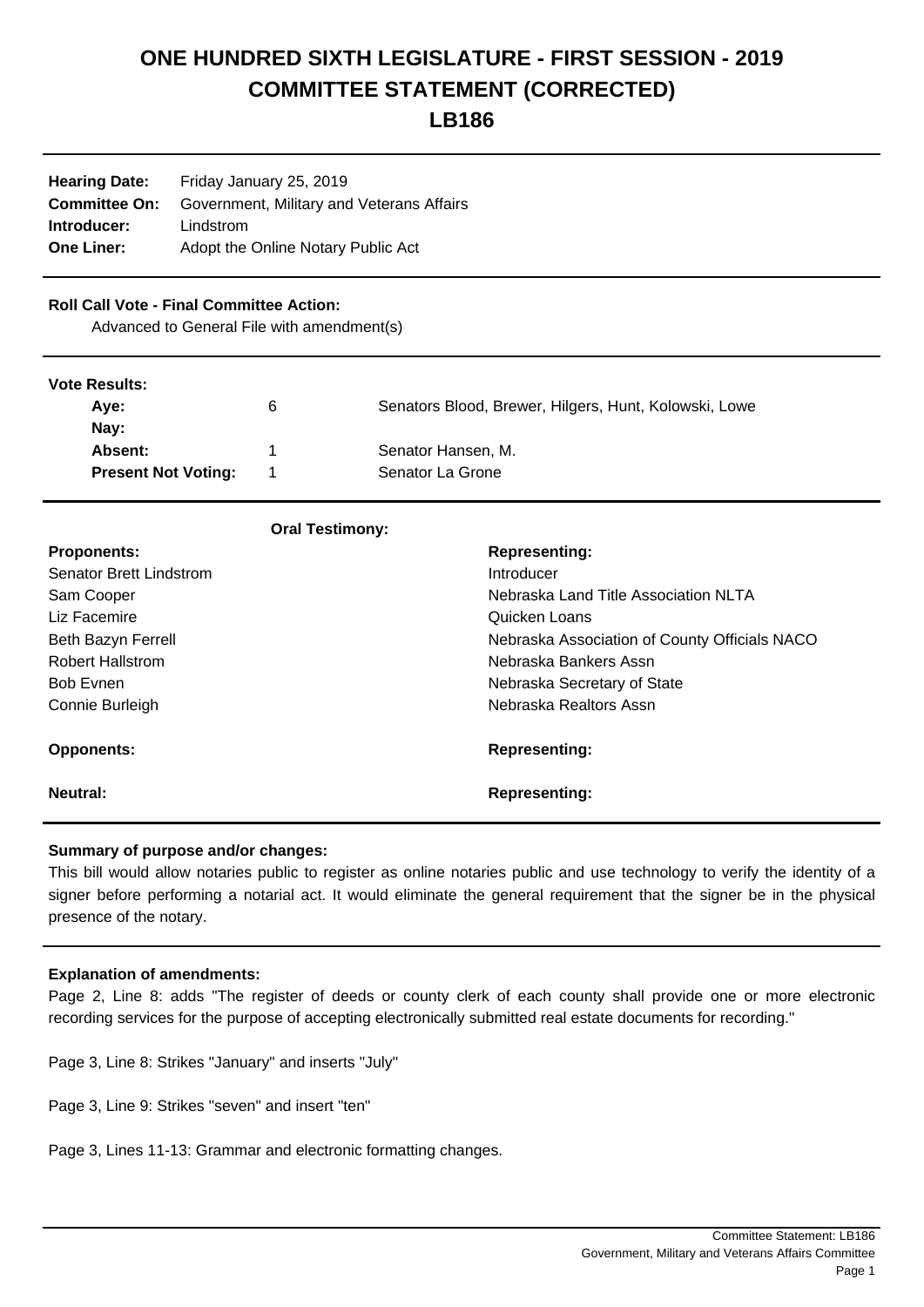# ONE HUNDRED SIXTH LEGISLATURE - FIRST SESSION - 2019
# COMMITTEE STATEMENT (CORRECTED)
# LB186

| | |
|---|---|
| **Hearing Date:** | Friday January 25, 2019 |
| **Committee On:** | Government, Military and Veterans Affairs |
| **Introducer:** | Lindstrom |
| **One Liner:** | Adopt the Online Notary Public Act |

**Roll Call Vote - Final Committee Action:**

Advanced to General File with amendment(s)

**Vote Results:**

| | | |
|---|---|---|
| **Aye:** | 6 | Senators Blood, Brewer, Hilgers, Hunt, Kolowski, Lowe |
| **Nay:** | | |
| **Absent:** | 1 | Senator Hansen, M. |
| **Present Not Voting:** | 1 | Senator La Grone |

**Oral Testimony:**

| **Proponents:** | **Representing:** |
|---|---|
| Senator Brett Lindstrom | Introducer |
| Sam Cooper | Nebraska Land Title Association NLTA |
| Liz Facemire | Quicken Loans |
| Beth Bazyn Ferrell | Nebraska Association of County Officials NACO |
| Robert Hallstrom | Nebraska Bankers Assn |
| Bob Evnen | Nebraska Secretary of State |
| Connie Burleigh | Nebraska Realtors Assn |

| **Opponents:** | **Representing:** |
|---|---|

| **Neutral:** | **Representing:** |
|---|---|

**Summary of purpose and/or changes:**

This bill would allow notaries public to register as online notaries public and use technology to verify the identity of a signer before performing a notarial act. It would eliminate the general requirement that the signer be in the physical presence of the notary.

**Explanation of amendments:**

Page 2, Line 8: adds "The register of deeds or county clerk of each county shall provide one or more electronic recording services for the purpose of accepting electronically submitted real estate documents for recording."

Page 3, Line 8: Strikes "January" and inserts "July"

Page 3, Line 9: Strikes "seven" and insert "ten"

Page 3, Lines 11-13: Grammar and electronic formatting changes.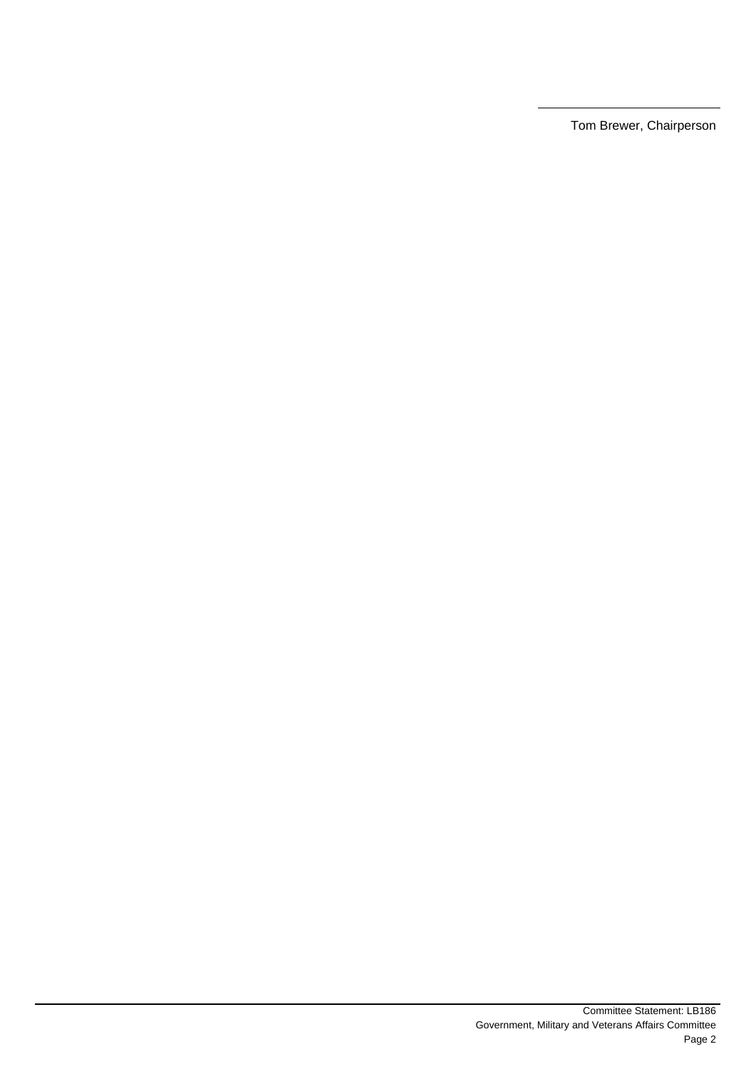\_\_\_\_\_\_\_\_\_\_\_\_\_\_\_\_\_\_\_\_\_\_\_\_\_\_\_\_\_\_\_\_

Tom Brewer, Chairperson